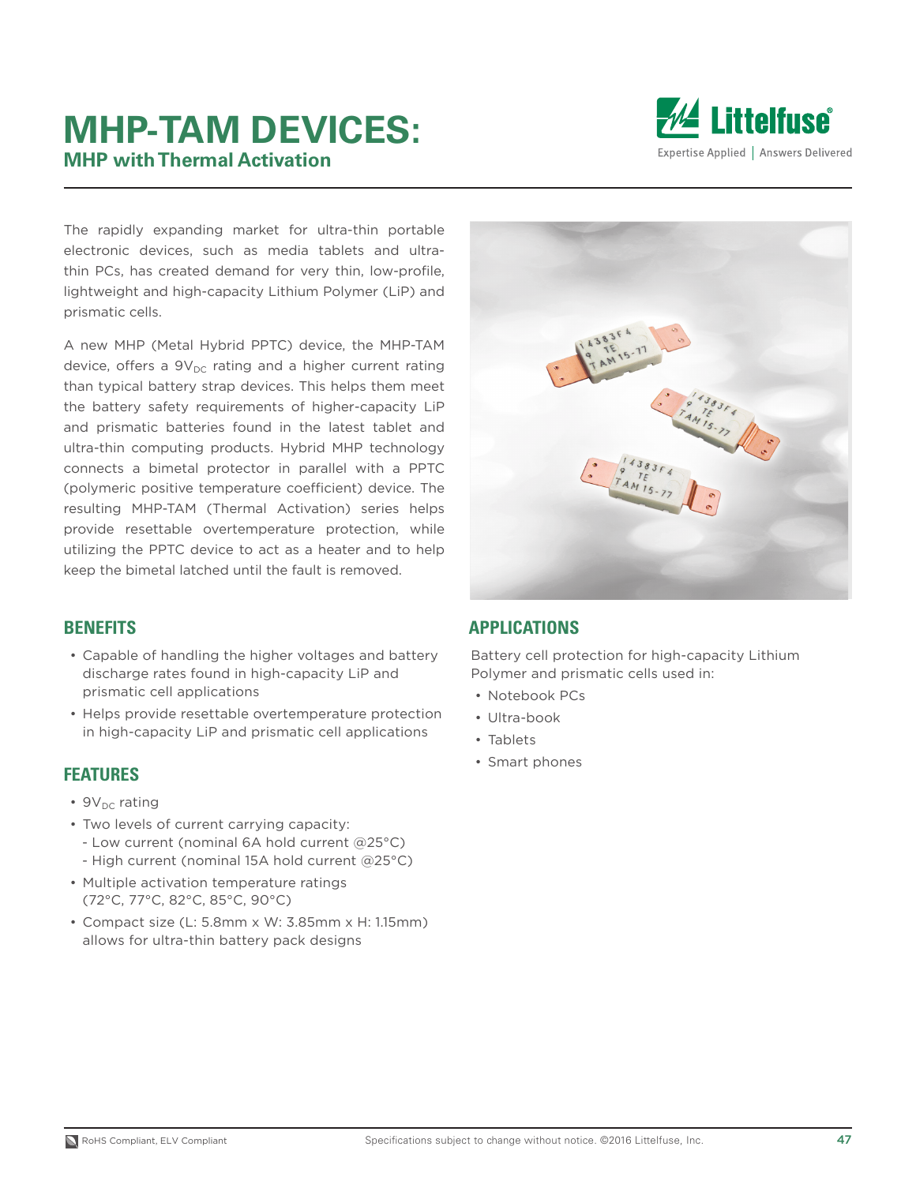# MHP-TAM DEVICES:

## MHP with Thermal Activation

The rapidly expanding market for ultra-thin portable electronic devices, such as media tablets and ultra-thin PCs, has created demand for very thin, low-profile, lightweight and high-capacity Lithium Polymer (LiP) and prismatic cells.

A new MHP (Metal Hybrid PPTC) device, the MHP-TAM device, offers a $9V_{DC}$ rating and a higher current rating than typical battery strap devices. This helps them meet the battery safety requirements of higher-capacity LiP and prismatic batteries found in the latest tablet and ultra-thin computing products. Hybrid MHP technology connects a bimetal protector in parallel with a PPTC (polymeric positive temperature coefficient) device. The resulting MHP-TAM (Thermal Activation) series helps provide resettable overtemperature protection, while utilizing the PPTC device to act as a heater and to help keep the bimetal latched until the fault is removed.

## BENEFITS

- Capable of handling the higher voltages and battery discharge rates found in high-capacity LiP and prismatic cell applications
- Helps provide resettable overtemperature protection in high-capacity LiP and prismatic cell applications

## FEATURES

- $9V_{DC}$ rating
- Two levels of current carrying capacity:
  - Low current (nominal 6A hold current @25°C)
  - High current (nominal 15A hold current @25°C)
- Multiple activation temperature ratings (72°C, 77°C, 82°C, 85°C, 90°C)
- Compact size (L: 5.8mm x W: 3.85mm x H: 1.15mm) allows for ultra-thin battery pack designs

## APPLICATIONS

Battery cell protection for high-capacity Lithium Polymer and prismatic cells used in:

- Notebook PCs
- Ultra-book
- Tablets
- Smart phones

RoHS Compliant, ELV Compliant

Specifications subject to change without notice. ©2016 Littelfuse, Inc.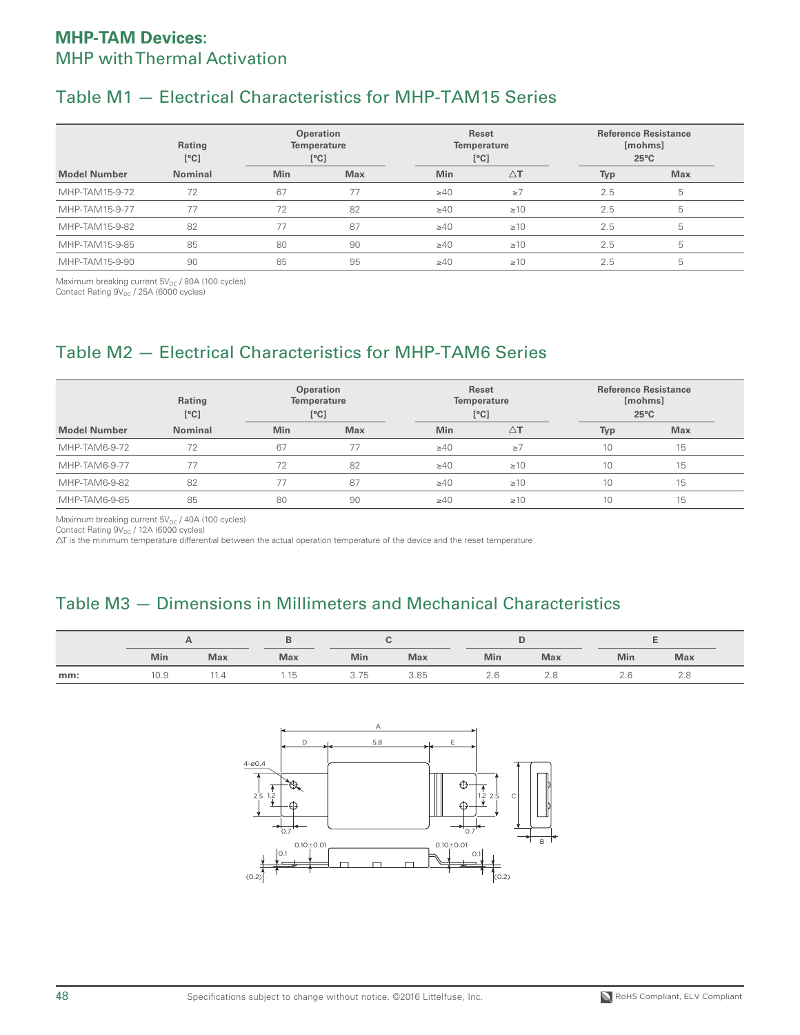## MHP-TAM Devices:
MHP with Thermal Activation

## Table M1 — Electrical Characteristics for MHP-TAM15 Series

| Model Number | Rating [°C] | Operation Temperature [°C] | | Reset Temperature [°C] | | Reference Resistance [mohms] 25°C | |
|---|---|---|---|---|---|---|---|
| | Nominal | Min | Max | Min | △T | Typ | Max |
| MHP-TAM15-9-72 | 72 | 67 | 77 | ≥40 | ≥7 | 2.5 | 5 |
| MHP-TAM15-9-77 | 77 | 72 | 82 | ≥40 | ≥10 | 2.5 | 5 |
| MHP-TAM15-9-82 | 82 | 77 | 87 | ≥40 | ≥10 | 2.5 | 5 |
| MHP-TAM15-9-85 | 85 | 80 | 90 | ≥40 | ≥10 | 2.5 | 5 |
| MHP-TAM15-9-90 | 90 | 85 | 95 | ≥40 | ≥10 | 2.5 | 5 |

Maximum breaking current $5V_{DC}$ / 80A (100 cycles)
Contact Rating $9V_{DC}$ / 25A (6000 cycles)

## Table M2 — Electrical Characteristics for MHP-TAM6 Series

| Model Number | Rating [°C] | Operation Temperature [°C] | | Reset Temperature [°C] | | Reference Resistance [mohms] 25°C | |
|---|---|---|---|---|---|---|---|
| | Nominal | Min | Max | Min | △T | Typ | Max |
| MHP-TAM6-9-72 | 72 | 67 | 77 | ≥40 | ≥7 | 10 | 15 |
| MHP-TAM6-9-77 | 77 | 72 | 82 | ≥40 | ≥10 | 10 | 15 |
| MHP-TAM6-9-82 | 82 | 77 | 87 | ≥40 | ≥10 | 10 | 15 |
| MHP-TAM6-9-85 | 85 | 80 | 90 | ≥40 | ≥10 | 10 | 15 |

Maximum breaking current $5V_{DC}$ / 40A (100 cycles)
Contact Rating $9V_{DC}$ / 12A (6000 cycles)
△T is the minimum temperature differential between the actual operation temperature of the device and the reset temperature

## Table M3 — Dimensions in Millimeters and Mechanical Characteristics

| | A | | B | C | | D | | E | |
|---|---|---|---|---|---|---|---|---|---|
| | Min | Max | Max | Min | Max | Min | Max | Min | Max |
| mm: | 10.9 | 11.4 | 1.15 | 3.75 | 3.85 | 2.6 | 2.8 | 2.6 | 2.8 |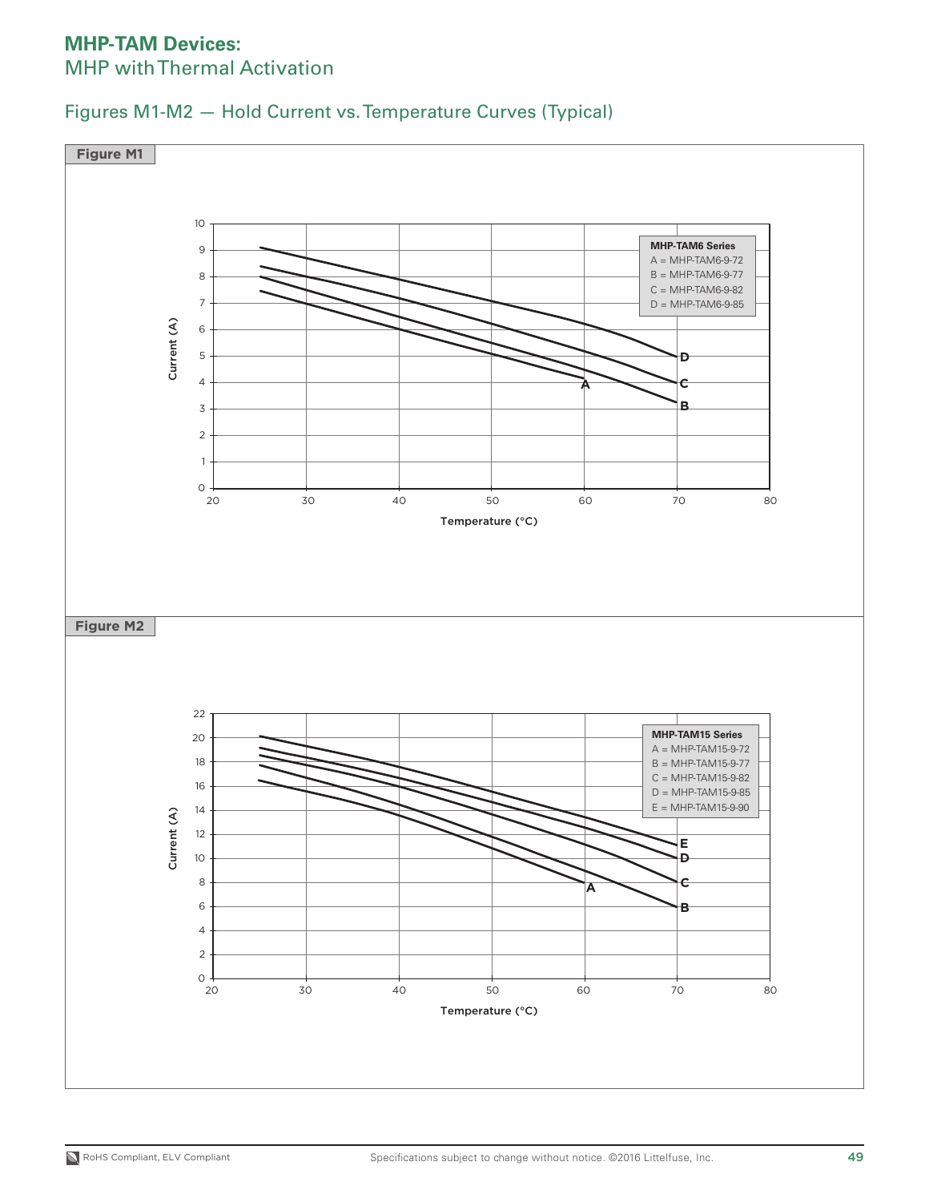## MHP-TAM Devices:
MHP with Thermal Activation

### Figures M1-M2 — Hold Current vs. Temperature Curves (Typical)

**Figure M1**

**MHP-TAM6 Series**
A = MHP-TAM6-9-72
B = MHP-TAM6-9-77
C = MHP-TAM6-9-82
D = MHP-TAM6-9-85

Current (A) vs. Temperature (°C)

**Figure M2**

**MHP-TAM15 Series**
A = MHP-TAM15-9-72
B = MHP-TAM15-9-77
C = MHP-TAM15-9-82
D = MHP-TAM15-9-85
E = MHP-TAM15-9-90

Current (A) vs. Temperature (°C)

RoHS Compliant, ELV Compliant

Specifications subject to change without notice. ©2016 Littelfuse, Inc.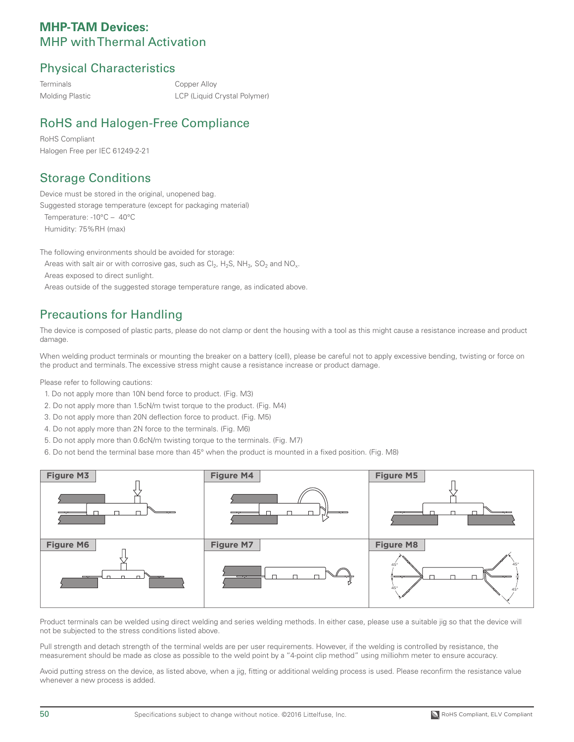# MHP-TAM Devices:
## MHP with Thermal Activation

## Physical Characteristics

| | |
|---|---|
| Terminals | Copper Alloy |
| Molding Plastic | LCP (Liquid Crystal Polymer) |

## RoHS and Halogen-Free Compliance

RoHS Compliant
Halogen Free per IEC 61249-2-21

## Storage Conditions

Device must be stored in the original, unopened bag.
Suggested storage temperature (except for packaging material)
  Temperature: -10°C – 40°C
  Humidity: 75%RH (max)

The following environments should be avoided for storage:
  Areas with salt air or with corrosive gas, such as $Cl_2$, $H_2S$, $NH_3$, $SO_2$ and $NO_x$.
  Areas exposed to direct sunlight.
  Areas outside of the suggested storage temperature range, as indicated above.

## Precautions for Handling

The device is composed of plastic parts, please do not clamp or dent the housing with a tool as this might cause a resistance increase and product damage.

When welding product terminals or mounting the breaker on a battery (cell), please be careful not to apply excessive bending, twisting or force on the product and terminals. The excessive stress might cause a resistance increase or product damage.

Please refer to following cautions:

1. Do not apply more than 10N bend force to product. (Fig. M3)
2. Do not apply more than 1.5cN/m twist torque to the product. (Fig. M4)
3. Do not apply more than 20N deflection force to product. (Fig. M5)
4. Do not apply more than 2N force to the terminals. (Fig. M6)
5. Do not apply more than 0.6cN/m twisting torque to the terminals. (Fig. M7)
6. Do not bend the terminal base more than 45° when the product is mounted in a fixed position. (Fig. M8)

Figure M3

Figure M4

Figure M5

Figure M6

Figure M7

Figure M8

Product terminals can be welded using direct welding and series welding methods. In either case, please use a suitable jig so that the device will not be subjected to the stress conditions listed above.

Pull strength and detach strength of the terminal welds are per user requirements. However, if the welding is controlled by resistance, the measurement should be made as close as possible to the weld point by a "4-point clip method" using milliohm meter to ensure accuracy.

Avoid putting stress on the device, as listed above, when a jig, fitting or additional welding process is used. Please reconfirm the resistance value whenever a new process is added.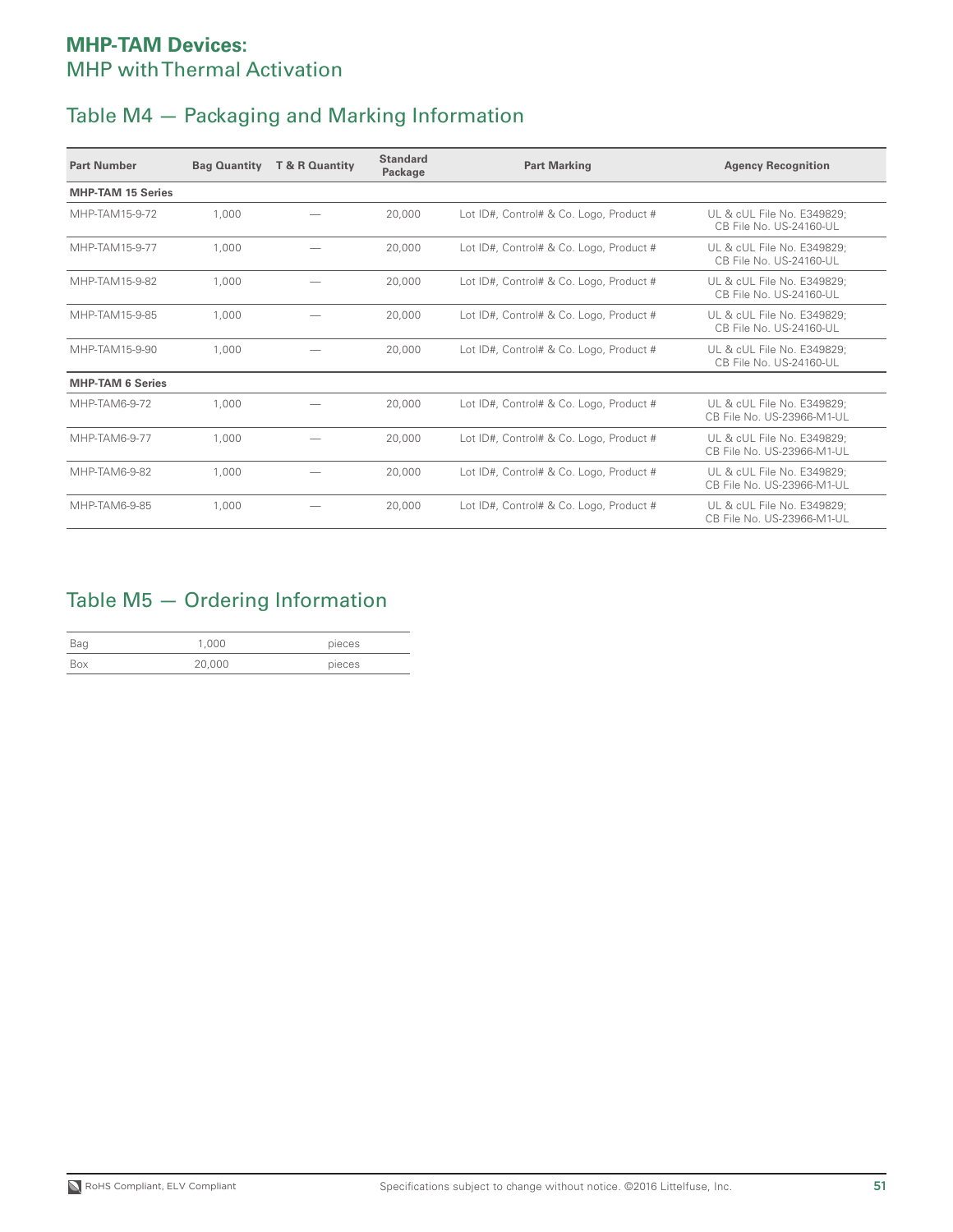# MHP-TAM Devices:
## MHP with Thermal Activation

## Table M4 — Packaging and Marking Information

| Part Number | Bag Quantity | T & R Quantity | Standard Package | Part Marking | Agency Recognition |
|---|---|---|---|---|---|
| **MHP-TAM 15 Series** | | | | | |
| MHP-TAM15-9-72 | 1,000 | — | 20,000 | Lot ID#, Control# & Co. Logo, Product # | UL & cUL File No. E349829; CB File No. US-24160-UL |
| MHP-TAM15-9-77 | 1,000 | — | 20,000 | Lot ID#, Control# & Co. Logo, Product # | UL & cUL File No. E349829; CB File No. US-24160-UL |
| MHP-TAM15-9-82 | 1,000 | — | 20,000 | Lot ID#, Control# & Co. Logo, Product # | UL & cUL File No. E349829; CB File No. US-24160-UL |
| MHP-TAM15-9-85 | 1,000 | — | 20,000 | Lot ID#, Control# & Co. Logo, Product # | UL & cUL File No. E349829; CB File No. US-24160-UL |
| MHP-TAM15-9-90 | 1,000 | — | 20,000 | Lot ID#, Control# & Co. Logo, Product # | UL & cUL File No. E349829; CB File No. US-24160-UL |
| **MHP-TAM 6 Series** | | | | | |
| MHP-TAM6-9-72 | 1,000 | — | 20,000 | Lot ID#, Control# & Co. Logo, Product # | UL & cUL File No. E349829; CB File No. US-23966-M1-UL |
| MHP-TAM6-9-77 | 1,000 | — | 20,000 | Lot ID#, Control# & Co. Logo, Product # | UL & cUL File No. E349829; CB File No. US-23966-M1-UL |
| MHP-TAM6-9-82 | 1,000 | — | 20,000 | Lot ID#, Control# & Co. Logo, Product # | UL & cUL File No. E349829; CB File No. US-23966-M1-UL |
| MHP-TAM6-9-85 | 1,000 | — | 20,000 | Lot ID#, Control# & Co. Logo, Product # | UL & cUL File No. E349829; CB File No. US-23966-M1-UL |

## Table M5 — Ordering Information

| | | |
|---|---|---|
| Bag | 1,000 | pieces |
| Box | 20,000 | pieces |

RoHS Compliant, ELV Compliant

Specifications subject to change without notice. ©2016 Littelfuse, Inc.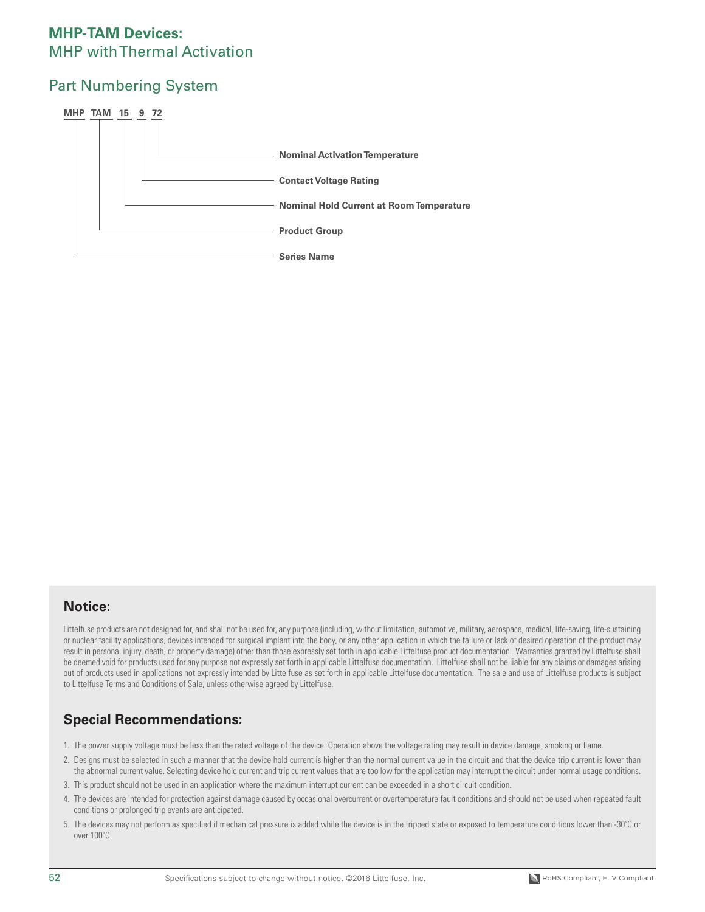# MHP-TAM Devices:

MHP with Thermal Activation

## Part Numbering System

**MHP TAM 15 9 72**

- **72** — Nominal Activation Temperature
- **9** — Contact Voltage Rating
- **15** — Nominal Hold Current at Room Temperature
- **TAM** — Product Group
- **MHP** — Series Name

## Notice:

Littelfuse products are not designed for, and shall not be used for, any purpose (including, without limitation, automotive, military, aerospace, medical, life-saving, life-sustaining or nuclear facility applications, devices intended for surgical implant into the body, or any other application in which the failure or lack of desired operation of the product may result in personal injury, death, or property damage) other than those expressly set forth in applicable Littelfuse product documentation. Warranties granted by Littelfuse shall be deemed void for products used for any purpose not expressly set forth in applicable Littelfuse documentation. Littelfuse shall not be liable for any claims or damages arising out of products used in applications not expressly intended by Littelfuse as set forth in applicable Littelfuse documentation. The sale and use of Littelfuse products is subject to Littelfuse Terms and Conditions of Sale, unless otherwise agreed by Littelfuse.

## Special Recommendations:

1. The power supply voltage must be less than the rated voltage of the device. Operation above the voltage rating may result in device damage, smoking or flame.
2. Designs must be selected in such a manner that the device hold current is higher than the normal current value in the circuit and that the device trip current is lower than the abnormal current value. Selecting device hold current and trip current values that are too low for the application may interrupt the circuit under normal usage conditions.
3. This product should not be used in an application where the maximum interrupt current can be exceeded in a short circuit condition.
4. The devices are intended for protection against damage caused by occasional overcurrent or overtemperature fault conditions and should not be used when repeated fault conditions or prolonged trip events are anticipated.
5. The devices may not perform as specified if mechanical pressure is added while the device is in the tripped state or exposed to temperature conditions lower than -30°C or over 100°C.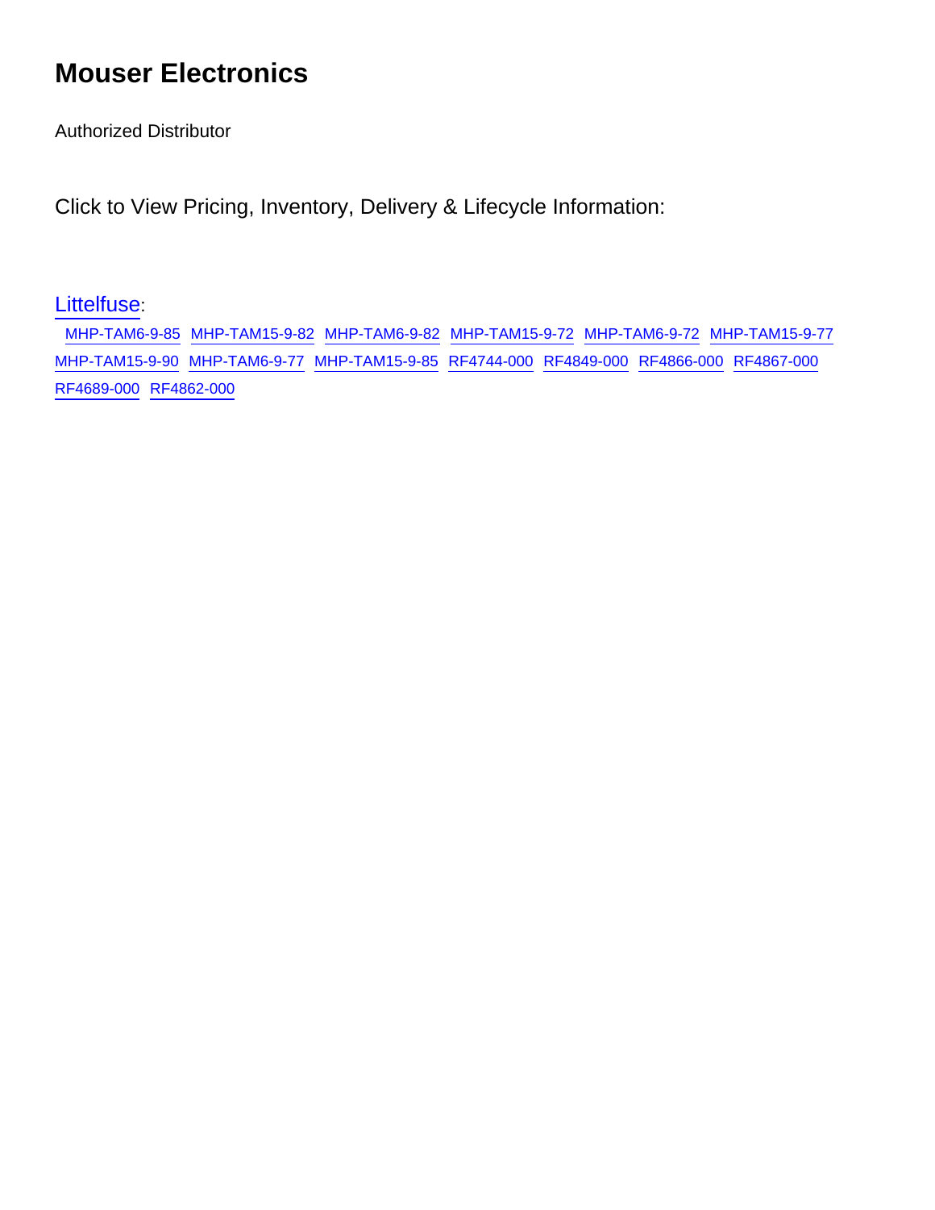# Mouser Electronics

Authorized Distributor

Click to View Pricing, Inventory, Delivery & Lifecycle Information:

Littelfuse:

MHP-TAM6-9-85 MHP-TAM15-9-82 MHP-TAM6-9-82 MHP-TAM15-9-72 MHP-TAM6-9-72 MHP-TAM15-9-77 MHP-TAM15-9-90 MHP-TAM6-9-77 MHP-TAM15-9-85 RF4744-000 RF4849-000 RF4866-000 RF4867-000 RF4689-000 RF4862-000